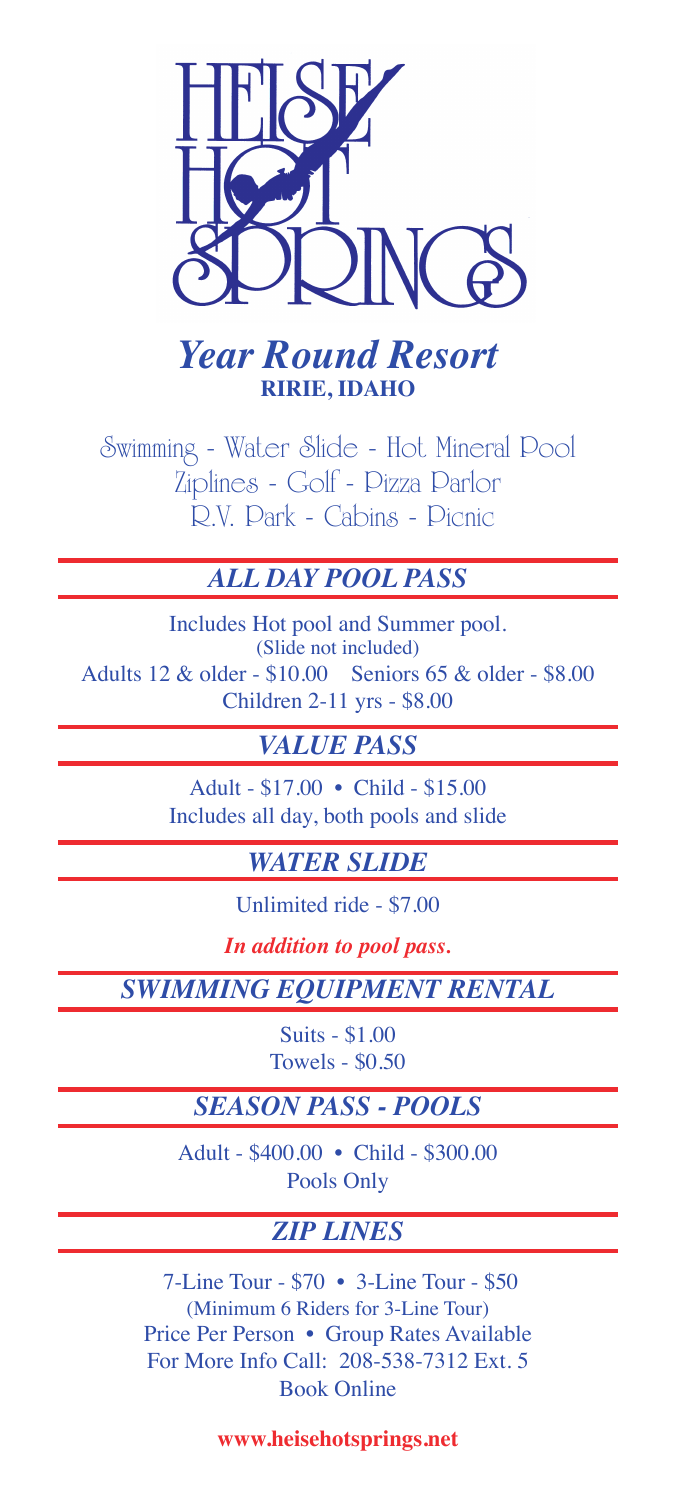# HEISE HOT SPRINGS

## *Year Round Resort*

**RIRIE, IDAHO**

Swimming - Water Slide - Hot Mineral Pool
Ziplines - Golf - Pizza Parlor
R.V. Park - Cabins - Picnic

### *ALL DAY POOL PASS*

Includes Hot pool and Summer pool.
(Slide not included)
Adults 12 & older - $10.00 Seniors 65 & older - $8.00
Children 2-11 yrs - $8.00

### *VALUE PASS*

Adult - $17.00 • Child - $15.00
Includes all day, both pools and slide

### *WATER SLIDE*

Unlimited ride - $7.00

***In addition to pool pass.***

### *SWIMMING EQUIPMENT RENTAL*

Suits - $1.00
Towels - $0.50

### *SEASON PASS - POOLS*

Adult - $400.00 • Child - $300.00
Pools Only

### *ZIP LINES*

7-Line Tour - $70 • 3-Line Tour - $50
(Minimum 6 Riders for 3-Line Tour)
Price Per Person • Group Rates Available
For More Info Call: 208-538-7312 Ext. 5
Book Online

**www.heisehotsprings.net**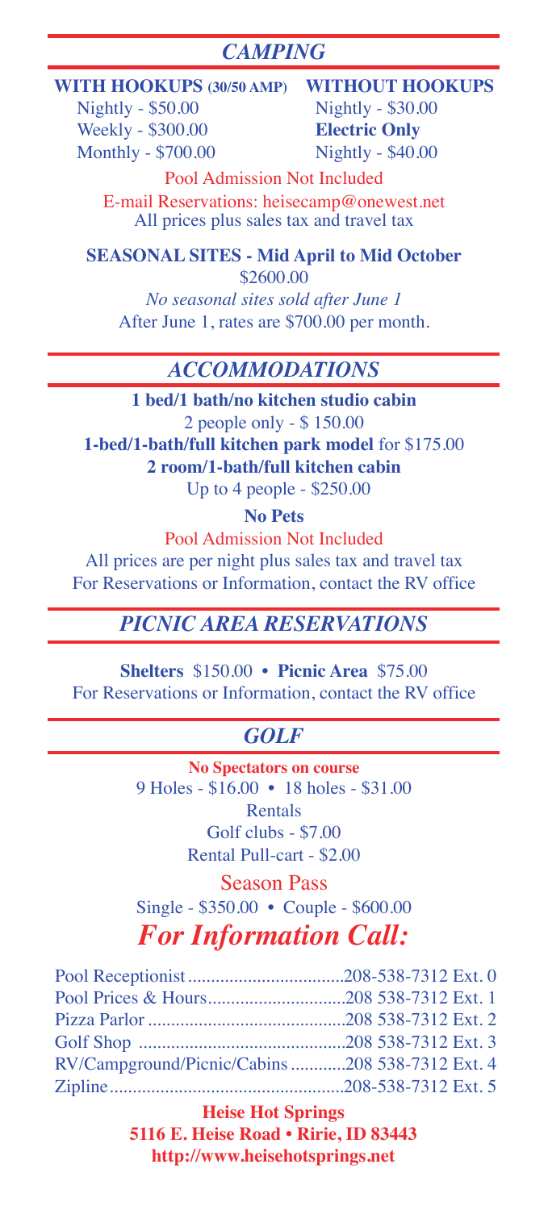## *CAMPING*

**WITH HOOKUPS (30/50 AMP)**

Nightly - $50.00
Weekly - $300.00
Monthly - $700.00

**WITHOUT HOOKUPS**

Nightly - $30.00

**Electric Only**

Nightly - $40.00

Pool Admission Not Included

E-mail Reservations: heisecamp@onewest.net

All prices plus sales tax and travel tax

**SEASONAL SITES - Mid April to Mid October**

$2600.00

*No seasonal sites sold after June 1*

After June 1, rates are $700.00 per month.

## *ACCOMMODATIONS*

**1 bed/1 bath/no kitchen studio cabin**

2 people only - $ 150.00

**1-bed/1-bath/full kitchen park model** for $175.00

**2 room/1-bath/full kitchen cabin**

Up to 4 people - $250.00

**No Pets**

Pool Admission Not Included

All prices are per night plus sales tax and travel tax

For Reservations or Information, contact the RV office

## *PICNIC AREA RESERVATIONS*

**Shelters** $150.00 • **Picnic Area** $75.00

For Reservations or Information, contact the RV office

## *GOLF*

**No Spectators on course**

9 Holes - $16.00 • 18 holes - $31.00

Rentals

Golf clubs - $7.00

Rental Pull-cart - $2.00

Season Pass

Single - $350.00 • Couple - $600.00

## *For Information Call:*

| | |
|---|---|
| Pool Receptionist | 208-538-7312 Ext. 0 |
| Pool Prices & Hours | 208 538-7312 Ext. 1 |
| Pizza Parlor | 208 538-7312 Ext. 2 |
| Golf Shop | 208 538-7312 Ext. 3 |
| RV/Campground/Picnic/Cabins | 208 538-7312 Ext. 4 |
| Zipline | 208-538-7312 Ext. 5 |

**Heise Hot Springs**

**5116 E. Heise Road • Ririe, ID 83443**

**http://www.heisehotsprings.net**